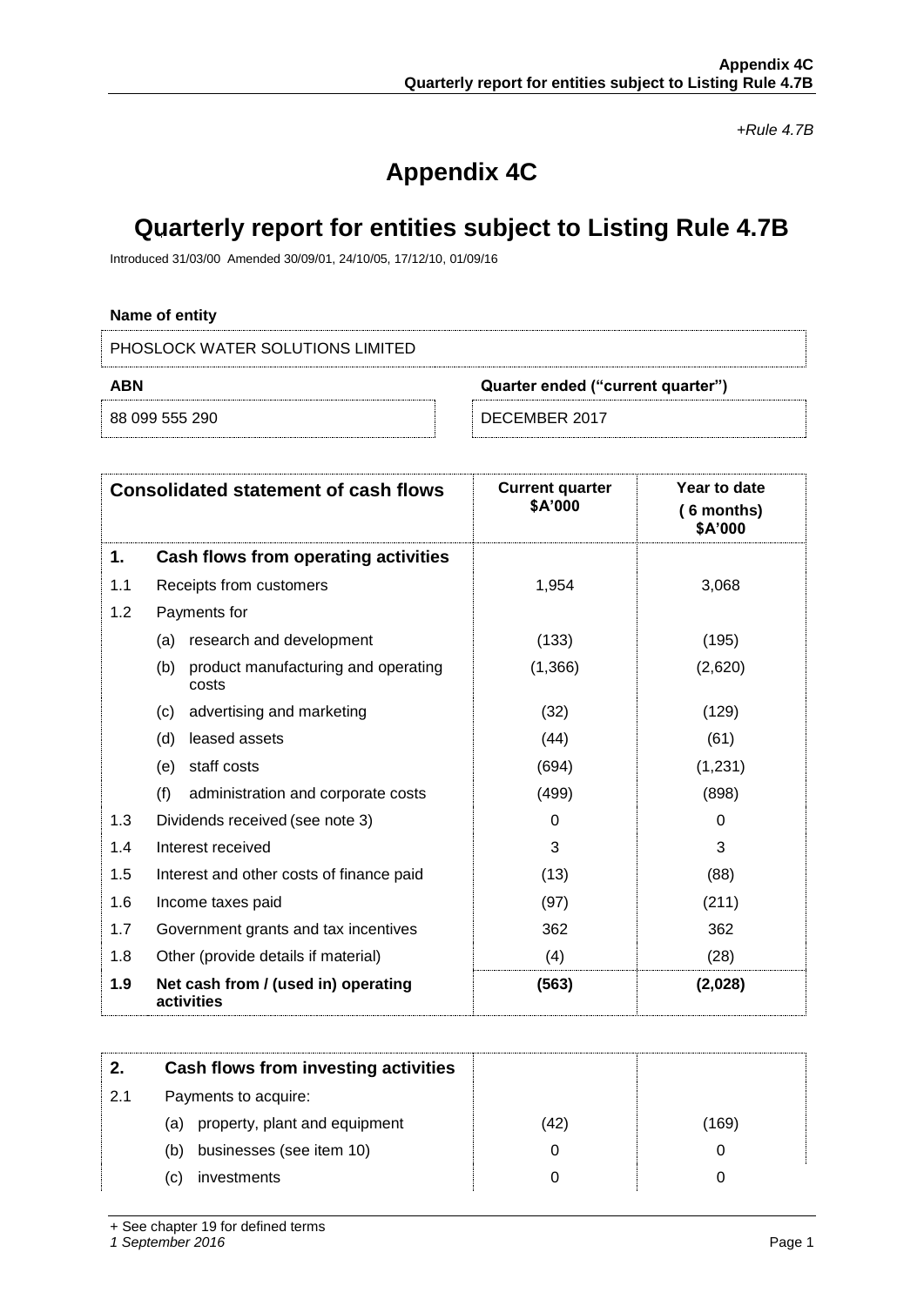*+Rule 4.7B*

# Appendix 4C

# Quarterly report for entities subject to Listing Rule 4.7B

Introduced 31/03/00 Amended 30/09/01, 24/10/05, 17/12/10, 01/09/16

**Name of entity**

PHOSLOCK WATER SOLUTIONS LIMITED

| ABN | Quarter ended ("current quarter") |
|---|---|
| 88 099 555 290 | DECEMBER 2017 |

| Consolidated statement of cash flows | | Current quarter \$A'000 | Year to date (6 months) \$A'000 |
|---|---|---|---|
| **1.** | **Cash flows from operating activities** | | |
| 1.1 | Receipts from customers | 1,954 | 3,068 |
| 1.2 | Payments for | | |
| | (a) research and development | (133) | (195) |
| | (b) product manufacturing and operating costs | (1,366) | (2,620) |
| | (c) advertising and marketing | (32) | (129) |
| | (d) leased assets | (44) | (61) |
| | (e) staff costs | (694) | (1,231) |
| | (f) administration and corporate costs | (499) | (898) |
| 1.3 | Dividends received (see note 3) | 0 | 0 |
| 1.4 | Interest received | 3 | 3 |
| 1.5 | Interest and other costs of finance paid | (13) | (88) |
| 1.6 | Income taxes paid | (97) | (211) |
| 1.7 | Government grants and tax incentives | 362 | 362 |
| 1.8 | Other (provide details if material) | (4) | (28) |
| **1.9** | **Net cash from / (used in) operating activities** | **(563)** | **(2,028)** |

| | | | |
|---|---|---|---|
| **2.** | **Cash flows from investing activities** | | |
| 2.1 | Payments to acquire: | | |
| | (a) property, plant and equipment | (42) | (169) |
| | (b) businesses (see item 10) | 0 | 0 |
| | (c) investments | 0 | 0 |

+ See chapter 19 for defined terms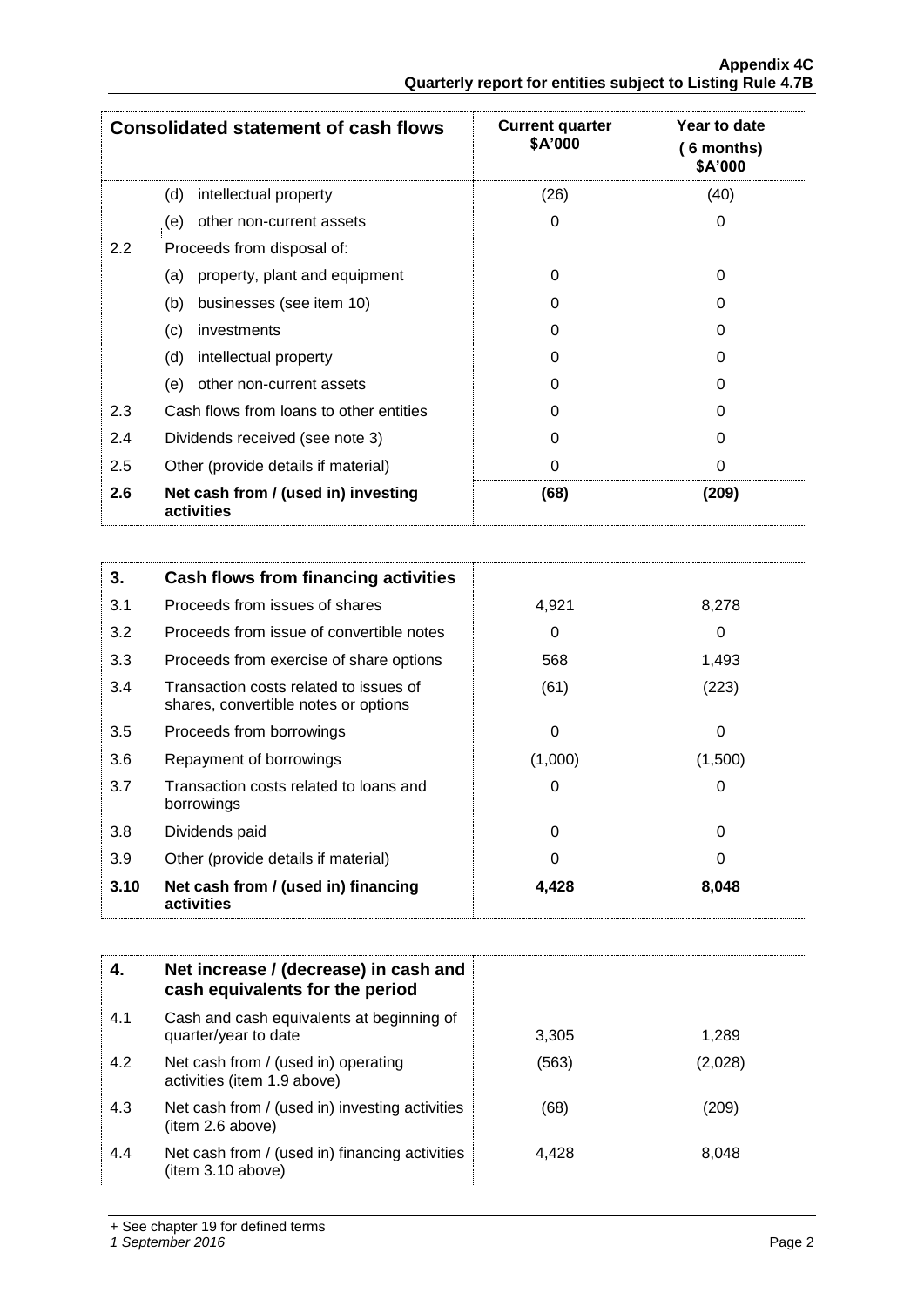| Consolidated statement of cash flows | | Current quarter $A'000 | Year to date (6 months) $A'000 |
|---|---|---|---|
| | (d) intellectual property | (26) | (40) |
| | (e) other non-current assets | 0 | 0 |
| 2.2 | Proceeds from disposal of: | | |
| | (a) property, plant and equipment | 0 | 0 |
| | (b) businesses (see item 10) | 0 | 0 |
| | (c) investments | 0 | 0 |
| | (d) intellectual property | 0 | 0 |
| | (e) other non-current assets | 0 | 0 |
| 2.3 | Cash flows from loans to other entities | 0 | 0 |
| 2.4 | Dividends received (see note 3) | 0 | 0 |
| 2.5 | Other (provide details if material) | 0 | 0 |
| **2.6** | **Net cash from / (used in) investing activities** | **(68)** | **(209)** |

| **3.** | **Cash flows from financing activities** | | |
|---|---|---|---|
| 3.1 | Proceeds from issues of shares | 4,921 | 8,278 |
| 3.2 | Proceeds from issue of convertible notes | 0 | 0 |
| 3.3 | Proceeds from exercise of share options | 568 | 1,493 |
| 3.4 | Transaction costs related to issues of shares, convertible notes or options | (61) | (223) |
| 3.5 | Proceeds from borrowings | 0 | 0 |
| 3.6 | Repayment of borrowings | (1,000) | (1,500) |
| 3.7 | Transaction costs related to loans and borrowings | 0 | 0 |
| 3.8 | Dividends paid | 0 | 0 |
| 3.9 | Other (provide details if material) | 0 | 0 |
| **3.10** | **Net cash from / (used in) financing activities** | **4,428** | **8,048** |

| **4.** | **Net increase / (decrease) in cash and cash equivalents for the period** | | |
|---|---|---|---|
| 4.1 | Cash and cash equivalents at beginning of quarter/year to date | 3,305 | 1,289 |
| 4.2 | Net cash from / (used in) operating activities (item 1.9 above) | (563) | (2,028) |
| 4.3 | Net cash from / (used in) investing activities (item 2.6 above) | (68) | (209) |
| 4.4 | Net cash from / (used in) financing activities (item 3.10 above) | 4,428 | 8,048 |

+ See chapter 19 for defined terms
*1 September 2016*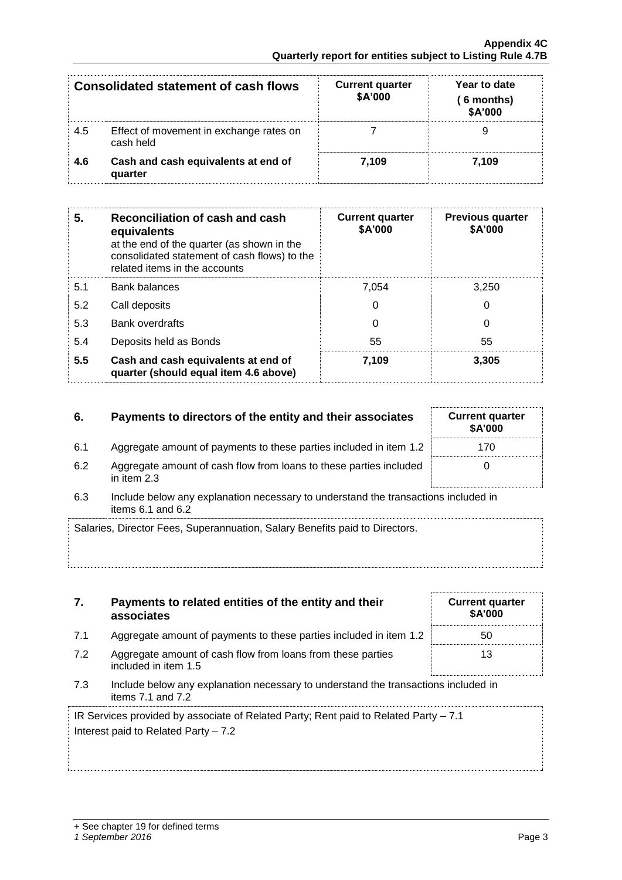| Consolidated statement of cash flows | | Current quarter $A'000 | Year to date (6 months) $A'000 |
|---|---|---|---|
| 4.5 | Effect of movement in exchange rates on cash held | 7 | 9 |
| **4.6** | **Cash and cash equivalents at end of quarter** | **7,109** | **7,109** |

| **5.** | **Reconciliation of cash and cash equivalents** at the end of the quarter (as shown in the consolidated statement of cash flows) to the related items in the accounts | **Current quarter $A'000** | **Previous quarter $A'000** |
|---|---|---|---|
| 5.1 | Bank balances | 7,054 | 3,250 |
| 5.2 | Call deposits | 0 | 0 |
| 5.3 | Bank overdrafts | 0 | 0 |
| 5.4 | Deposits held as Bonds | 55 | 55 |
| **5.5** | **Cash and cash equivalents at end of quarter (should equal item 4.6 above)** | **7,109** | **3,305** |

| **6.** | **Payments to directors of the entity and their associates** | **Current quarter $A'000** |
|---|---|---|
| 6.1 | Aggregate amount of payments to these parties included in item 1.2 | 170 |
| 6.2 | Aggregate amount of cash flow from loans to these parties included in item 2.3 | 0 |

6.3 Include below any explanation necessary to understand the transactions included in items 6.1 and 6.2

Salaries, Director Fees, Superannuation, Salary Benefits paid to Directors.

| **7.** | **Payments to related entities of the entity and their associates** | **Current quarter $A'000** |
|---|---|---|
| 7.1 | Aggregate amount of payments to these parties included in item 1.2 | 50 |
| 7.2 | Aggregate amount of cash flow from loans from these parties included in item 1.5 | 13 |

7.3 Include below any explanation necessary to understand the transactions included in items 7.1 and 7.2

IR Services provided by associate of Related Party; Rent paid to Related Party – 7.1
Interest paid to Related Party – 7.2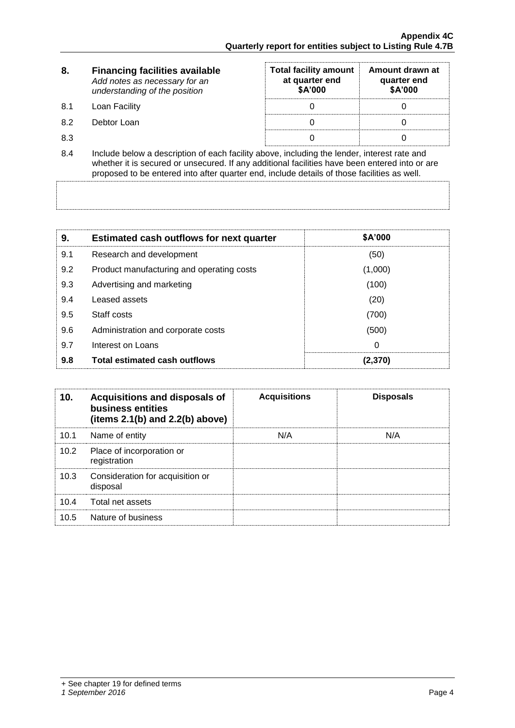| 8. | **Financing facilities available** *Add notes as necessary for an understanding of the position* | **Total facility amount at quarter end $A'000** | **Amount drawn at quarter end $A'000** |
|---|---|---|---|
| 8.1 | Loan Facility | 0 | 0 |
| 8.2 | Debtor Loan | 0 | 0 |
| 8.3 | | 0 | 0 |

8.4 Include below a description of each facility above, including the lender, interest rate and whether it is secured or unsecured. If any additional facilities have been entered into or are proposed to be entered into after quarter end, include details of those facilities as well.

| 9. | **Estimated cash outflows for next quarter** | **$A'000** |
|---|---|---|
| 9.1 | Research and development | (50) |
| 9.2 | Product manufacturing and operating costs | (1,000) |
| 9.3 | Advertising and marketing | (100) |
| 9.4 | Leased assets | (20) |
| 9.5 | Staff costs | (700) |
| 9.6 | Administration and corporate costs | (500) |
| 9.7 | Interest on Loans | 0 |
| **9.8** | **Total estimated cash outflows** | **(2,370)** |

| 10. | **Acquisitions and disposals of business entities (items 2.1(b) and 2.2(b) above)** | **Acquisitions** | **Disposals** |
|---|---|---|---|
| 10.1 | Name of entity | N/A | N/A |
| 10.2 | Place of incorporation or registration | | |
| 10.3 | Consideration for acquisition or disposal | | |
| 10.4 | Total net assets | | |
| 10.5 | Nature of business | | |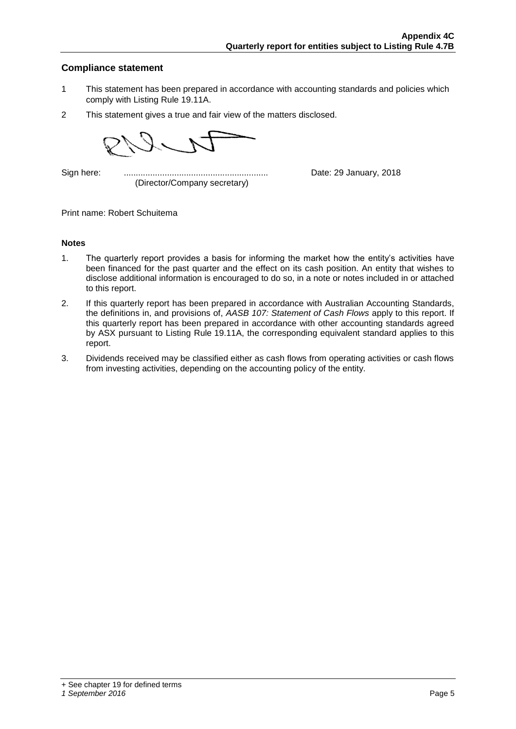## Compliance statement

1 This statement has been prepared in accordance with accounting standards and policies which comply with Listing Rule 19.11A.

2 This statement gives a true and fair view of the matters disclosed.

Sign here: ............................................................ Date: 29 January, 2018
(Director/Company secretary)

Print name: Robert Schuitema

### Notes

1. The quarterly report provides a basis for informing the market how the entity's activities have been financed for the past quarter and the effect on its cash position. An entity that wishes to disclose additional information is encouraged to do so, in a note or notes included in or attached to this report.
2. If this quarterly report has been prepared in accordance with Australian Accounting Standards, the definitions in, and provisions of, *AASB 107: Statement of Cash Flows* apply to this report. If this quarterly report has been prepared in accordance with other accounting standards agreed by ASX pursuant to Listing Rule 19.11A, the corresponding equivalent standard applies to this report.
3. Dividends received may be classified either as cash flows from operating activities or cash flows from investing activities, depending on the accounting policy of the entity.

+ See chapter 19 for defined terms
*1 September 2016*